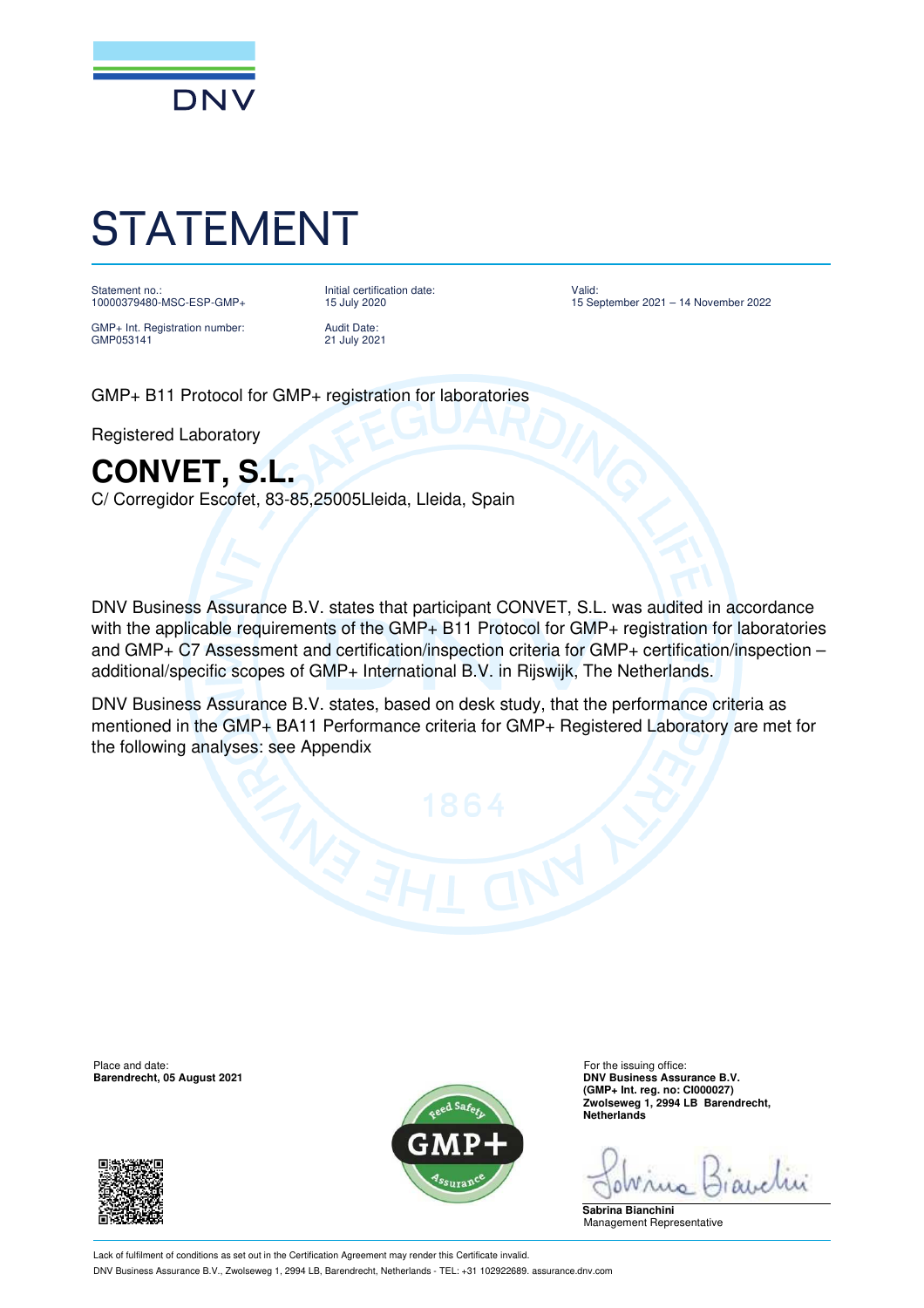DNV

# STATEMENT

Statement no.:
10000379480-MSC-ESP-GMP+

GMP+ Int. Registration number:
GMP053141

Initial certification date:
15 July 2020

Audit Date:
21 July 2021

Valid:
15 September 2021 – 14 November 2022

GMP+ B11 Protocol for GMP+ registration for laboratories

Registered Laboratory

## CONVET, S.L.

C/ Corregidor Escofet, 83-85,25005Lleida, Lleida, Spain

DNV Business Assurance B.V. states that participant CONVET, S.L. was audited in accordance with the applicable requirements of the GMP+ B11 Protocol for GMP+ registration for laboratories and GMP+ C7 Assessment and certification/inspection criteria for GMP+ certification/inspection – additional/specific scopes of GMP+ International B.V. in Rijswijk, The Netherlands.

DNV Business Assurance B.V. states, based on desk study, that the performance criteria as mentioned in the GMP+ BA11 Performance criteria for GMP+ Registered Laboratory are met for the following analyses: see Appendix

Place and date:
**Barendrecht, 05 August 2021**

For the issuing office:
**DNV Business Assurance B.V.**
**(GMP+ Int. reg. no: CI000027)**
**Zwolseweg 1, 2994 LB Barendrecht, Netherlands**

**Sabrina Bianchini**
Management Representative

Lack of fulfilment of conditions as set out in the Certification Agreement may render this Certificate invalid.

DNV Business Assurance B.V., Zwolseweg 1, 2994 LB, Barendrecht, Netherlands - TEL: +31 102922689. assurance.dnv.com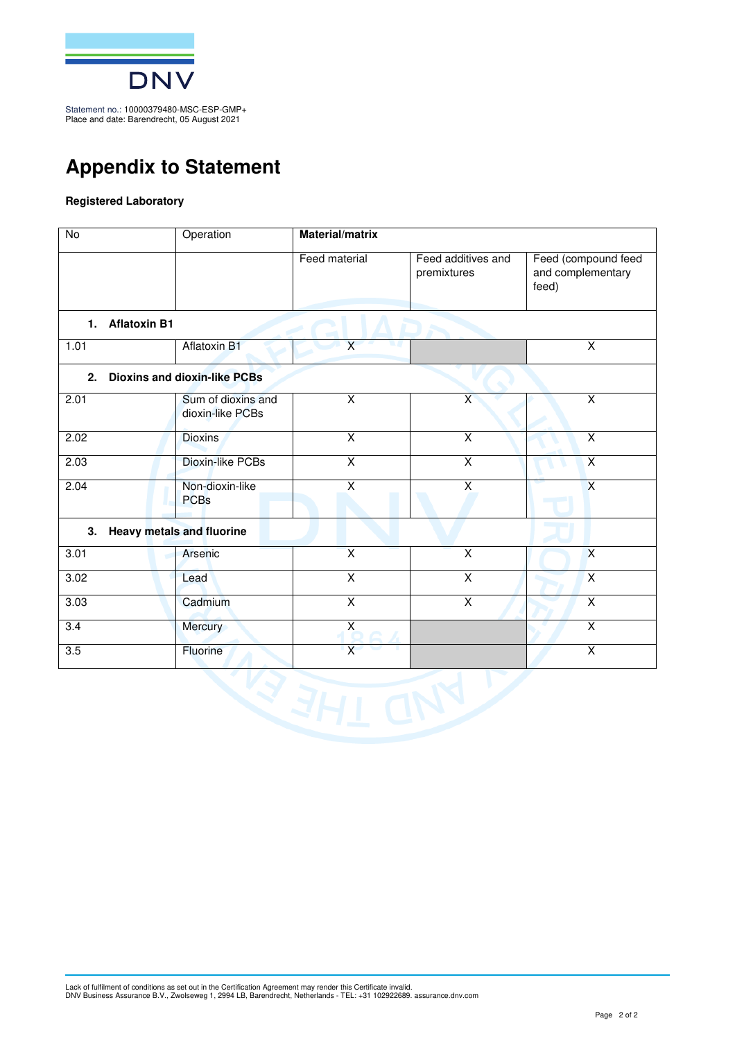Statement no.: 10000379480-MSC-ESP-GMP+
Place and date: Barendrecht, 05 August 2021

# Appendix to Statement

**Registered Laboratory**

| No | Operation | **Material/matrix** | | |
|---|---|---|---|---|
| | | Feed material | Feed additives and premixtures | Feed (compound feed and complementary feed) |
| **1. Aflatoxin B1** | | | | |
| 1.01 | Aflatoxin B1 | X | | X |
| **2. Dioxins and dioxin-like PCBs** | | | | |
| 2.01 | Sum of dioxins and dioxin-like PCBs | X | X | X |
| 2.02 | Dioxins | X | X | X |
| 2.03 | Dioxin-like PCBs | X | X | X |
| 2.04 | Non-dioxin-like PCBs | X | X | X |
| **3. Heavy metals and fluorine** | | | | |
| 3.01 | Arsenic | X | X | X |
| 3.02 | Lead | X | X | X |
| 3.03 | Cadmium | X | X | X |
| 3.4 | Mercury | X | | X |
| 3.5 | Fluorine | X | | X |

Lack of fulfilment of conditions as set out in the Certification Agreement may render this Certificate invalid.
DNV Business Assurance B.V., Zwolseweg 1, 2994 LB, Barendrecht, Netherlands - TEL: +31 102922689. assurance.dnv.com